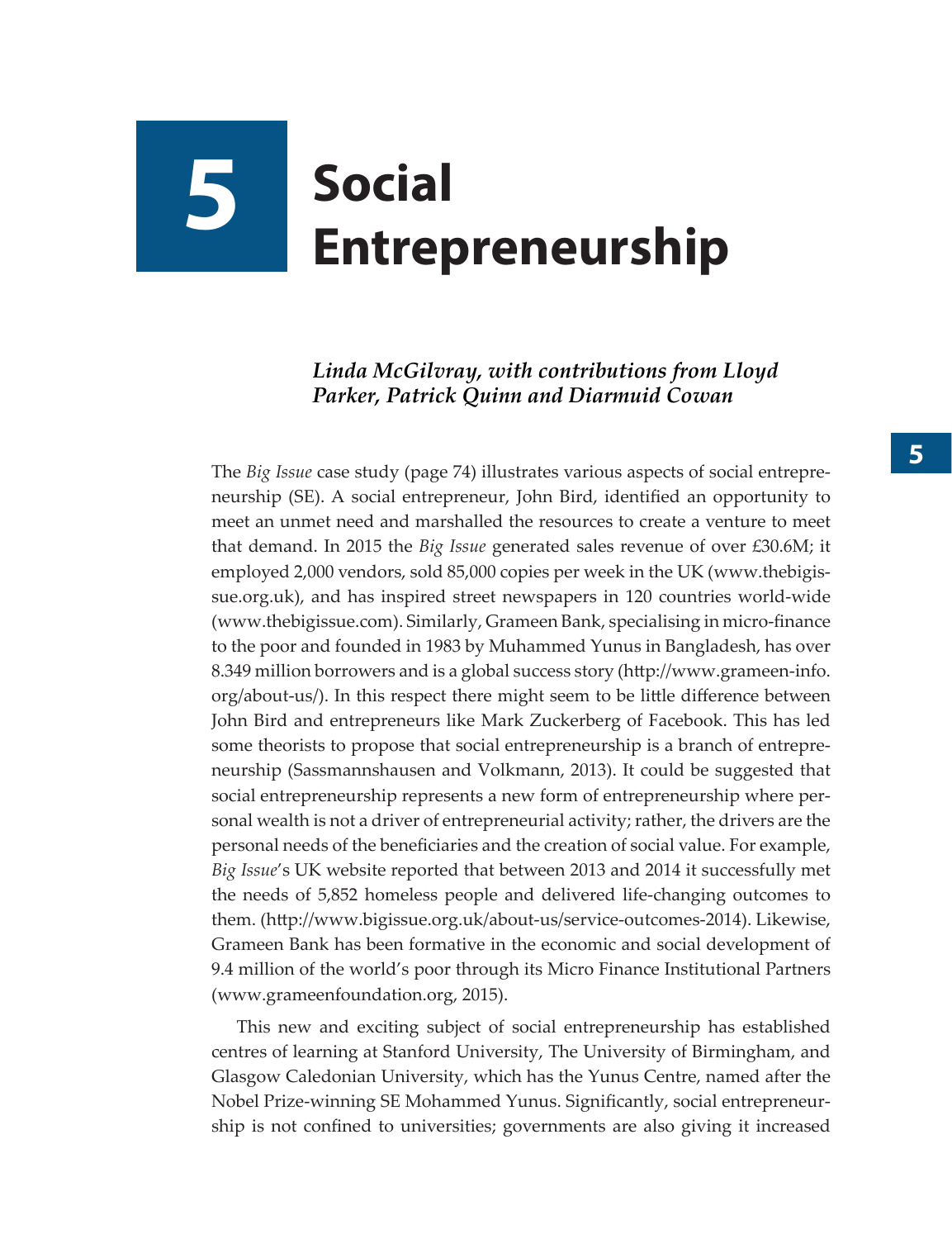# 5 Social Entrepreneurship

***Linda McGilvray, with contributions from Lloyd Parker, Patrick Quinn and Diarmuid Cowan***

The *Big Issue* case study (page 74) illustrates various aspects of social entrepreneurship (SE). A social entrepreneur, John Bird, identified an opportunity to meet an unmet need and marshalled the resources to create a venture to meet that demand. In 2015 the *Big Issue* generated sales revenue of over £30.6M; it employed 2,000 vendors, sold 85,000 copies per week in the UK (www.thebigissue.org.uk), and has inspired street newspapers in 120 countries world-wide (www.thebigissue.com). Similarly, Grameen Bank, specialising in micro-finance to the poor and founded in 1983 by Muhammed Yunus in Bangladesh, has over 8.349 million borrowers and is a global success story (http://www.grameen-info.org/about-us/). In this respect there might seem to be little difference between John Bird and entrepreneurs like Mark Zuckerberg of Facebook. This has led some theorists to propose that social entrepreneurship is a branch of entrepreneurship (Sassmannshausen and Volkmann, 2013). It could be suggested that social entrepreneurship represents a new form of entrepreneurship where personal wealth is not a driver of entrepreneurial activity; rather, the drivers are the personal needs of the beneficiaries and the creation of social value. For example, *Big Issue*'s UK website reported that between 2013 and 2014 it successfully met the needs of 5,852 homeless people and delivered life-changing outcomes to them. (http://www.bigissue.org.uk/about-us/service-outcomes-2014). Likewise, Grameen Bank has been formative in the economic and social development of 9.4 million of the world's poor through its Micro Finance Institutional Partners (www.grameenfoundation.org, 2015).

This new and exciting subject of social entrepreneurship has established centres of learning at Stanford University, The University of Birmingham, and Glasgow Caledonian University, which has the Yunus Centre, named after the Nobel Prize-winning SE Mohammed Yunus. Significantly, social entrepreneurship is not confined to universities; governments are also giving it increased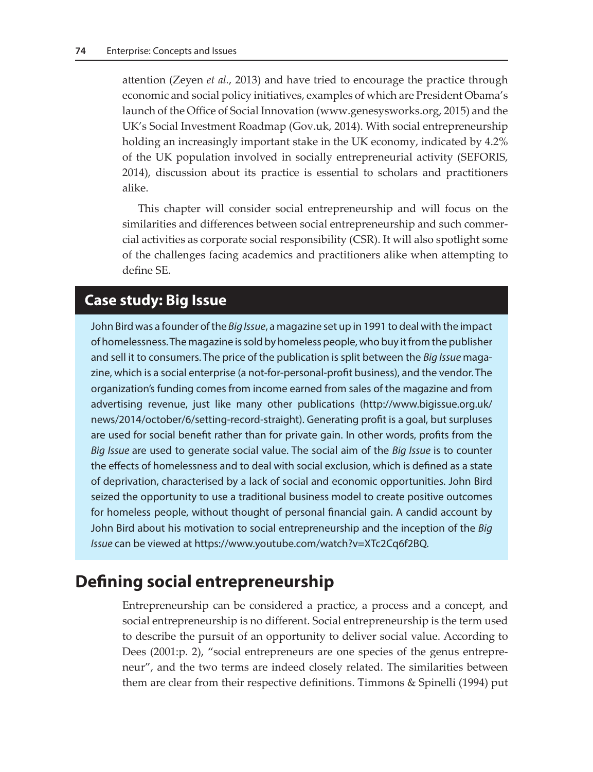attention (Zeyen *et al.*, 2013) and have tried to encourage the practice through economic and social policy initiatives, examples of which are President Obama's launch of the Office of Social Innovation (www.genesysworks.org, 2015) and the UK's Social Investment Roadmap (Gov.uk, 2014). With social entrepreneurship holding an increasingly important stake in the UK economy, indicated by 4.2% of the UK population involved in socially entrepreneurial activity (SEFORIS, 2014), discussion about its practice is essential to scholars and practitioners alike.

This chapter will consider social entrepreneurship and will focus on the similarities and differences between social entrepreneurship and such commercial activities as corporate social responsibility (CSR). It will also spotlight some of the challenges facing academics and practitioners alike when attempting to define SE.

## Case study: Big Issue

John Bird was a founder of the *Big Issue*, a magazine set up in 1991 to deal with the impact of homelessness. The magazine is sold by homeless people, who buy it from the publisher and sell it to consumers. The price of the publication is split between the *Big Issue* magazine, which is a social enterprise (a not-for-personal-profit business), and the vendor. The organization's funding comes from income earned from sales of the magazine and from advertising revenue, just like many other publications (http://www.bigissue.org.uk/news/2014/october/6/setting-record-straight). Generating profit is a goal, but surpluses are used for social benefit rather than for private gain. In other words, profits from the *Big Issue* are used to generate social value. The social aim of the *Big Issue* is to counter the effects of homelessness and to deal with social exclusion, which is defined as a state of deprivation, characterised by a lack of social and economic opportunities. John Bird seized the opportunity to use a traditional business model to create positive outcomes for homeless people, without thought of personal financial gain. A candid account by John Bird about his motivation to social entrepreneurship and the inception of the *Big Issue* can be viewed at https://www.youtube.com/watch?v=XTc2Cq6f2BQ.

## Defining social entrepreneurship

Entrepreneurship can be considered a practice, a process and a concept, and social entrepreneurship is no different. Social entrepreneurship is the term used to describe the pursuit of an opportunity to deliver social value. According to Dees (2001:p. 2), "social entrepreneurs are one species of the genus entrepreneur", and the two terms are indeed closely related. The similarities between them are clear from their respective definitions. Timmons & Spinelli (1994) put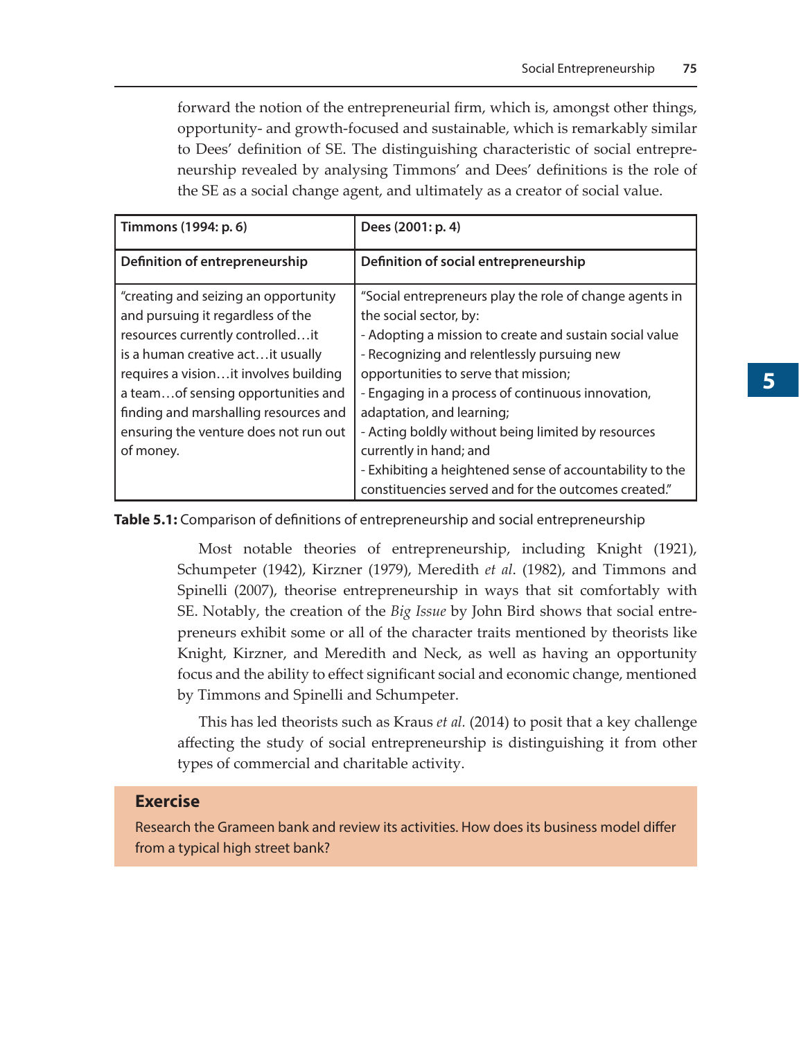forward the notion of the entrepreneurial firm, which is, amongst other things, opportunity- and growth-focused and sustainable, which is remarkably similar to Dees' definition of SE. The distinguishing characteristic of social entrepreneurship revealed by analysing Timmons' and Dees' definitions is the role of the SE as a social change agent, and ultimately as a creator of social value.

| **Timmons (1994: p. 6)** | **Dees (2001: p. 4)** |
|---|---|
| **Definition of entrepreneurship** | **Definition of social entrepreneurship** |
| "creating and seizing an opportunity and pursuing it regardless of the resources currently controlled…it is a human creative act…it usually requires a vision…it involves building a team…of sensing opportunities and finding and marshalling resources and ensuring the venture does not run out of money. | "Social entrepreneurs play the role of change agents in the social sector, by:<br>- Adopting a mission to create and sustain social value<br>- Recognizing and relentlessly pursuing new opportunities to serve that mission;<br>- Engaging in a process of continuous innovation, adaptation, and learning;<br>- Acting boldly without being limited by resources currently in hand; and<br>- Exhibiting a heightened sense of accountability to the constituencies served and for the outcomes created." |

**Table 5.1:** Comparison of definitions of entrepreneurship and social entrepreneurship

Most notable theories of entrepreneurship, including Knight (1921), Schumpeter (1942), Kirzner (1979), Meredith *et al*. (1982), and Timmons and Spinelli (2007), theorise entrepreneurship in ways that sit comfortably with SE. Notably, the creation of the *Big Issue* by John Bird shows that social entrepreneurs exhibit some or all of the character traits mentioned by theorists like Knight, Kirzner, and Meredith and Neck, as well as having an opportunity focus and the ability to effect significant social and economic change, mentioned by Timmons and Spinelli and Schumpeter.

This has led theorists such as Kraus *et al.* (2014) to posit that a key challenge affecting the study of social entrepreneurship is distinguishing it from other types of commercial and charitable activity.

### Exercise

Research the Grameen bank and review its activities. How does its business model differ from a typical high street bank?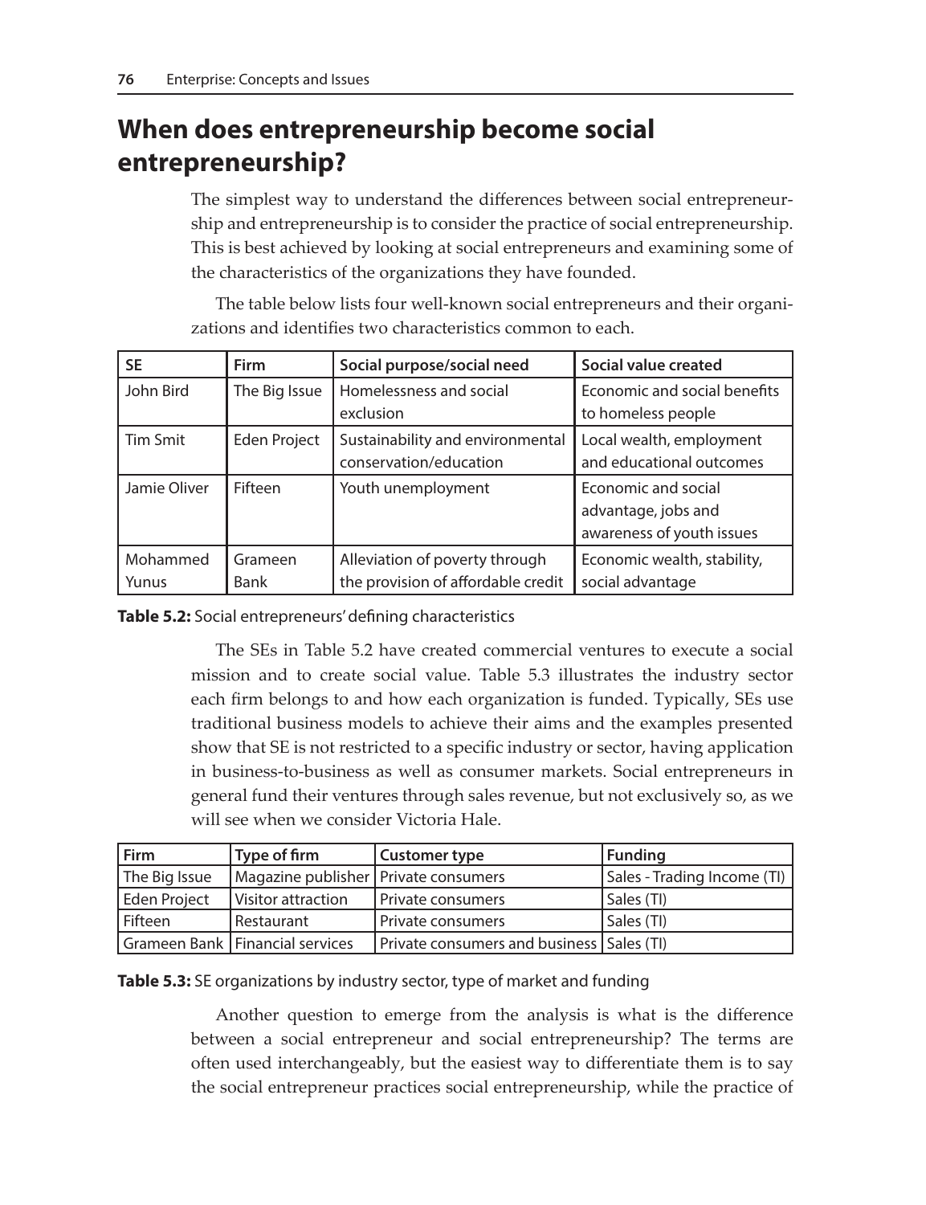## When does entrepreneurship become social entrepreneurship?

The simplest way to understand the differences between social entrepreneurship and entrepreneurship is to consider the practice of social entrepreneurship. This is best achieved by looking at social entrepreneurs and examining some of the characteristics of the organizations they have founded.

The table below lists four well-known social entrepreneurs and their organizations and identifies two characteristics common to each.

| SE | Firm | Social purpose/social need | Social value created |
|---|---|---|---|
| John Bird | The Big Issue | Homelessness and social exclusion | Economic and social benefits to homeless people |
| Tim Smit | Eden Project | Sustainability and environmental conservation/education | Local wealth, employment and educational outcomes |
| Jamie Oliver | Fifteen | Youth unemployment | Economic and social advantage, jobs and awareness of youth issues |
| Mohammed Yunus | Grameen Bank | Alleviation of poverty through the provision of affordable credit | Economic wealth, stability, social advantage |

**Table 5.2:** Social entrepreneurs' defining characteristics

The SEs in Table 5.2 have created commercial ventures to execute a social mission and to create social value. Table 5.3 illustrates the industry sector each firm belongs to and how each organization is funded. Typically, SEs use traditional business models to achieve their aims and the examples presented show that SE is not restricted to a specific industry or sector, having application in business-to-business as well as consumer markets. Social entrepreneurs in general fund their ventures through sales revenue, but not exclusively so, as we will see when we consider Victoria Hale.

| Firm | Type of firm | Customer type | Funding |
|---|---|---|---|
| The Big Issue | Magazine publisher | Private consumers | Sales - Trading Income (TI) |
| Eden Project | Visitor attraction | Private consumers | Sales (TI) |
| Fifteen | Restaurant | Private consumers | Sales (TI) |
| Grameen Bank | Financial services | Private consumers and business | Sales (TI) |

**Table 5.3:** SE organizations by industry sector, type of market and funding

Another question to emerge from the analysis is what is the difference between a social entrepreneur and social entrepreneurship? The terms are often used interchangeably, but the easiest way to differentiate them is to say the social entrepreneur practices social entrepreneurship, while the practice of